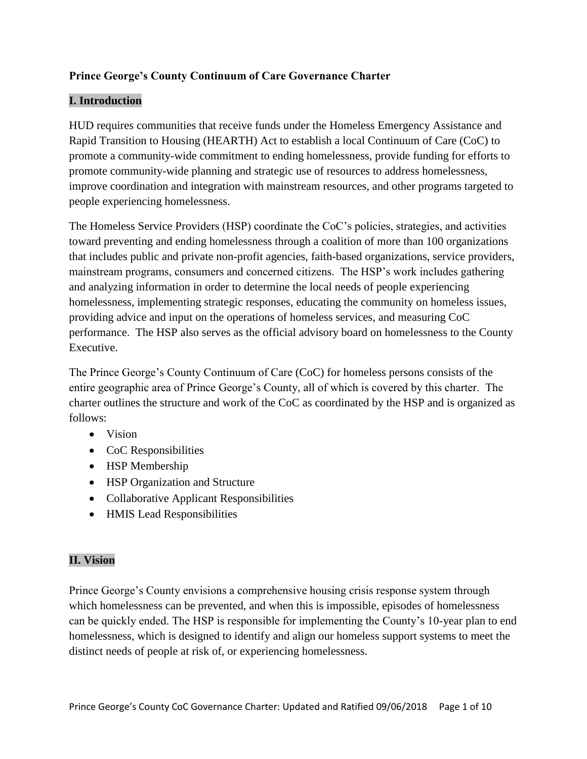**Prince George's County Continuum of Care Governance Charter**

## I. Introduction

HUD requires communities that receive funds under the Homeless Emergency Assistance and Rapid Transition to Housing (HEARTH) Act to establish a local Continuum of Care (CoC) to promote a community-wide commitment to ending homelessness, provide funding for efforts to promote community-wide planning and strategic use of resources to address homelessness, improve coordination and integration with mainstream resources, and other programs targeted to people experiencing homelessness.

The Homeless Service Providers (HSP) coordinate the CoC's policies, strategies, and activities toward preventing and ending homelessness through a coalition of more than 100 organizations that includes public and private non-profit agencies, faith-based organizations, service providers, mainstream programs, consumers and concerned citizens. The HSP's work includes gathering and analyzing information in order to determine the local needs of people experiencing homelessness, implementing strategic responses, educating the community on homeless issues, providing advice and input on the operations of homeless services, and measuring CoC performance. The HSP also serves as the official advisory board on homelessness to the County Executive.

The Prince George's County Continuum of Care (CoC) for homeless persons consists of the entire geographic area of Prince George's County, all of which is covered by this charter. The charter outlines the structure and work of the CoC as coordinated by the HSP and is organized as follows:

- Vision
- CoC Responsibilities
- HSP Membership
- HSP Organization and Structure
- Collaborative Applicant Responsibilities
- HMIS Lead Responsibilities

## II. Vision

Prince George's County envisions a comprehensive housing crisis response system through which homelessness can be prevented, and when this is impossible, episodes of homelessness can be quickly ended. The HSP is responsible for implementing the County's 10-year plan to end homelessness, which is designed to identify and align our homeless support systems to meet the distinct needs of people at risk of, or experiencing homelessness.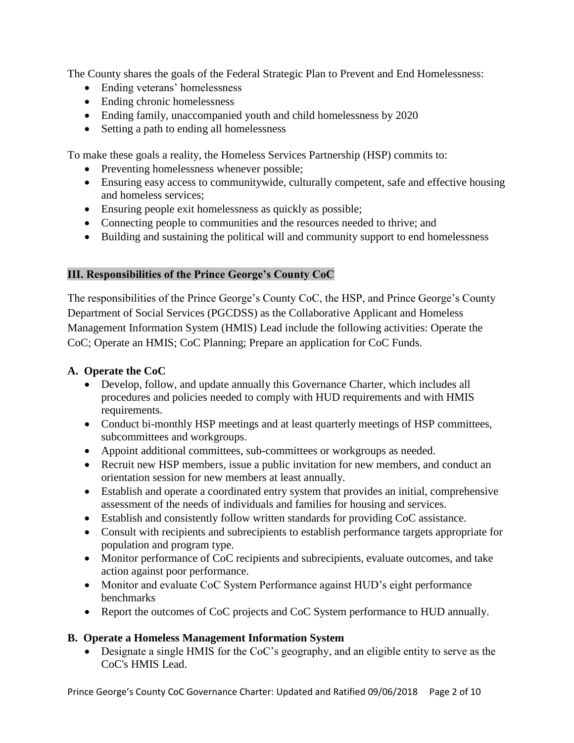The County shares the goals of the Federal Strategic Plan to Prevent and End Homelessness:

- Ending veterans' homelessness
- Ending chronic homelessness
- Ending family, unaccompanied youth and child homelessness by 2020
- Setting a path to ending all homelessness

To make these goals a reality, the Homeless Services Partnership (HSP) commits to:

- Preventing homelessness whenever possible;
- Ensuring easy access to communitywide, culturally competent, safe and effective housing and homeless services;
- Ensuring people exit homelessness as quickly as possible;
- Connecting people to communities and the resources needed to thrive; and
- Building and sustaining the political will and community support to end homelessness

## III. Responsibilities of the Prince George's County CoC

The responsibilities of the Prince George's County CoC, the HSP, and Prince George's County Department of Social Services (PGCDSS) as the Collaborative Applicant and Homeless Management Information System (HMIS) Lead include the following activities: Operate the CoC; Operate an HMIS; CoC Planning; Prepare an application for CoC Funds.

### A. Operate the CoC

- Develop, follow, and update annually this Governance Charter, which includes all procedures and policies needed to comply with HUD requirements and with HMIS requirements.
- Conduct bi-monthly HSP meetings and at least quarterly meetings of HSP committees, subcommittees and workgroups.
- Appoint additional committees, sub-committees or workgroups as needed.
- Recruit new HSP members, issue a public invitation for new members, and conduct an orientation session for new members at least annually.
- Establish and operate a coordinated entry system that provides an initial, comprehensive assessment of the needs of individuals and families for housing and services.
- Establish and consistently follow written standards for providing CoC assistance.
- Consult with recipients and subrecipients to establish performance targets appropriate for population and program type.
- Monitor performance of CoC recipients and subrecipients, evaluate outcomes, and take action against poor performance.
- Monitor and evaluate CoC System Performance against HUD's eight performance benchmarks
- Report the outcomes of CoC projects and CoC System performance to HUD annually.

### B. Operate a Homeless Management Information System

- Designate a single HMIS for the CoC's geography, and an eligible entity to serve as the CoC's HMIS Lead.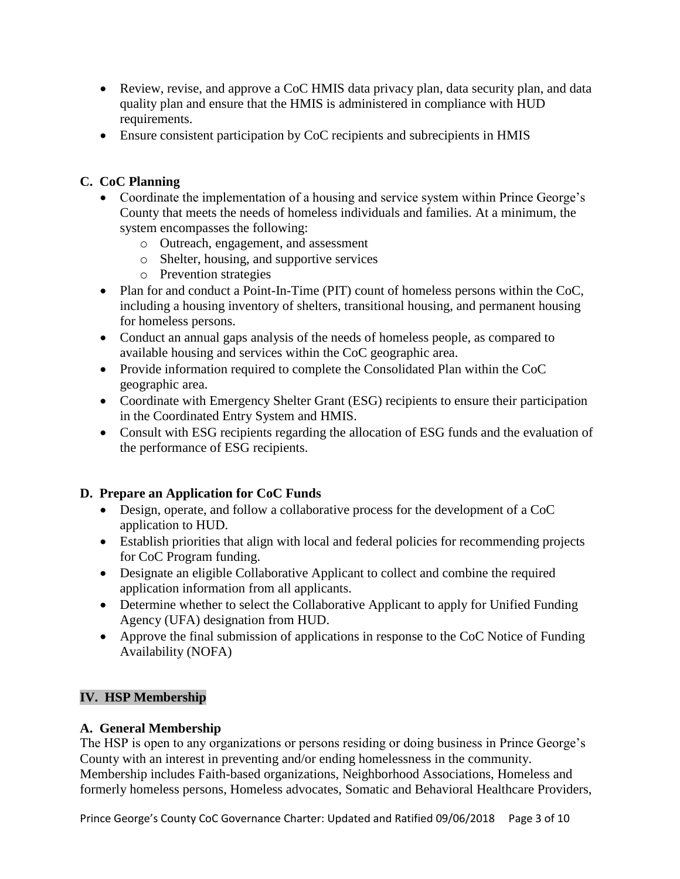- Review, revise, and approve a CoC HMIS data privacy plan, data security plan, and data quality plan and ensure that the HMIS is administered in compliance with HUD requirements.
- Ensure consistent participation by CoC recipients and subrecipients in HMIS

### C. CoC Planning

- Coordinate the implementation of a housing and service system within Prince George's County that meets the needs of homeless individuals and families. At a minimum, the system encompasses the following:
  - Outreach, engagement, and assessment
  - Shelter, housing, and supportive services
  - Prevention strategies
- Plan for and conduct a Point-In-Time (PIT) count of homeless persons within the CoC, including a housing inventory of shelters, transitional housing, and permanent housing for homeless persons.
- Conduct an annual gaps analysis of the needs of homeless people, as compared to available housing and services within the CoC geographic area.
- Provide information required to complete the Consolidated Plan within the CoC geographic area.
- Coordinate with Emergency Shelter Grant (ESG) recipients to ensure their participation in the Coordinated Entry System and HMIS.
- Consult with ESG recipients regarding the allocation of ESG funds and the evaluation of the performance of ESG recipients.

### D. Prepare an Application for CoC Funds

- Design, operate, and follow a collaborative process for the development of a CoC application to HUD.
- Establish priorities that align with local and federal policies for recommending projects for CoC Program funding.
- Designate an eligible Collaborative Applicant to collect and combine the required application information from all applicants.
- Determine whether to select the Collaborative Applicant to apply for Unified Funding Agency (UFA) designation from HUD.
- Approve the final submission of applications in response to the CoC Notice of Funding Availability (NOFA)

## IV. HSP Membership

### A. General Membership

The HSP is open to any organizations or persons residing or doing business in Prince George's County with an interest in preventing and/or ending homelessness in the community. Membership includes Faith-based organizations, Neighborhood Associations, Homeless and formerly homeless persons, Homeless advocates, Somatic and Behavioral Healthcare Providers,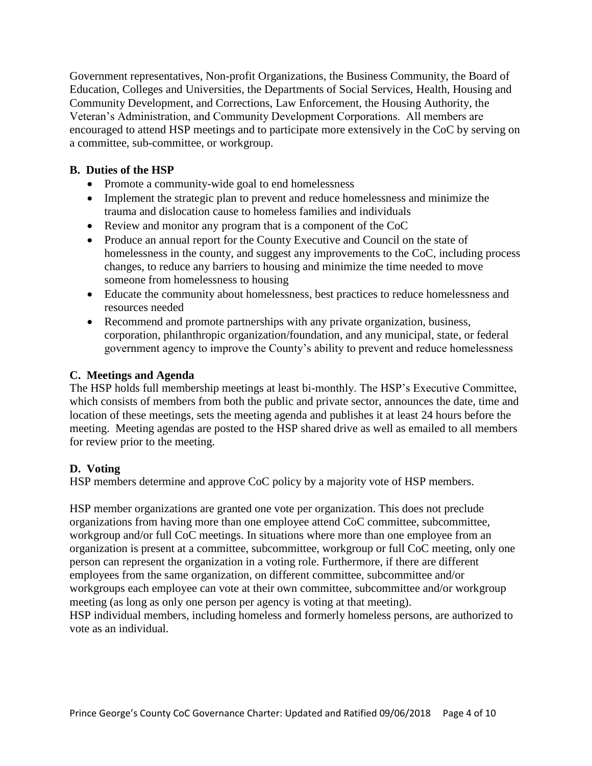Government representatives, Non-profit Organizations, the Business Community, the Board of Education, Colleges and Universities, the Departments of Social Services, Health, Housing and Community Development, and Corrections, Law Enforcement, the Housing Authority, the Veteran's Administration, and Community Development Corporations. All members are encouraged to attend HSP meetings and to participate more extensively in the CoC by serving on a committee, sub-committee, or workgroup.

### B. Duties of the HSP

- Promote a community-wide goal to end homelessness
- Implement the strategic plan to prevent and reduce homelessness and minimize the trauma and dislocation cause to homeless families and individuals
- Review and monitor any program that is a component of the CoC
- Produce an annual report for the County Executive and Council on the state of homelessness in the county, and suggest any improvements to the CoC, including process changes, to reduce any barriers to housing and minimize the time needed to move someone from homelessness to housing
- Educate the community about homelessness, best practices to reduce homelessness and resources needed
- Recommend and promote partnerships with any private organization, business, corporation, philanthropic organization/foundation, and any municipal, state, or federal government agency to improve the County's ability to prevent and reduce homelessness

### C. Meetings and Agenda

The HSP holds full membership meetings at least bi-monthly. The HSP's Executive Committee, which consists of members from both the public and private sector, announces the date, time and location of these meetings, sets the meeting agenda and publishes it at least 24 hours before the meeting. Meeting agendas are posted to the HSP shared drive as well as emailed to all members for review prior to the meeting.

### D. Voting

HSP members determine and approve CoC policy by a majority vote of HSP members.

HSP member organizations are granted one vote per organization. This does not preclude organizations from having more than one employee attend CoC committee, subcommittee, workgroup and/or full CoC meetings. In situations where more than one employee from an organization is present at a committee, subcommittee, workgroup or full CoC meeting, only one person can represent the organization in a voting role. Furthermore, if there are different employees from the same organization, on different committee, subcommittee and/or workgroups each employee can vote at their own committee, subcommittee and/or workgroup meeting (as long as only one person per agency is voting at that meeting).
HSP individual members, including homeless and formerly homeless persons, are authorized to vote as an individual.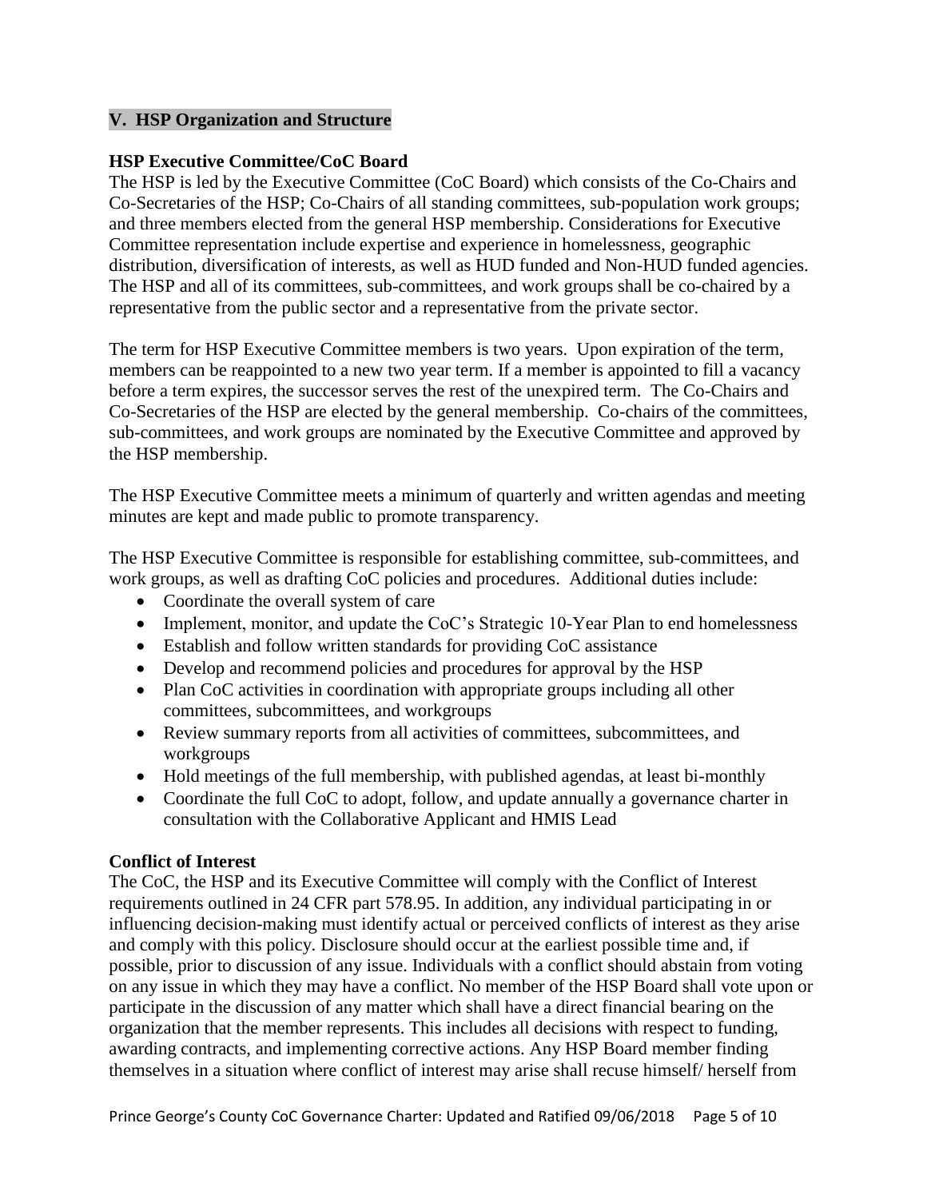## V. HSP Organization and Structure

### HSP Executive Committee/CoC Board

The HSP is led by the Executive Committee (CoC Board) which consists of the Co-Chairs and Co-Secretaries of the HSP; Co-Chairs of all standing committees, sub-population work groups; and three members elected from the general HSP membership. Considerations for Executive Committee representation include expertise and experience in homelessness, geographic distribution, diversification of interests, as well as HUD funded and Non-HUD funded agencies. The HSP and all of its committees, sub-committees, and work groups shall be co-chaired by a representative from the public sector and a representative from the private sector.

The term for HSP Executive Committee members is two years. Upon expiration of the term, members can be reappointed to a new two year term. If a member is appointed to fill a vacancy before a term expires, the successor serves the rest of the unexpired term. The Co-Chairs and Co-Secretaries of the HSP are elected by the general membership. Co-chairs of the committees, sub-committees, and work groups are nominated by the Executive Committee and approved by the HSP membership.

The HSP Executive Committee meets a minimum of quarterly and written agendas and meeting minutes are kept and made public to promote transparency.

The HSP Executive Committee is responsible for establishing committee, sub-committees, and work groups, as well as drafting CoC policies and procedures. Additional duties include:

- Coordinate the overall system of care
- Implement, monitor, and update the CoC's Strategic 10-Year Plan to end homelessness
- Establish and follow written standards for providing CoC assistance
- Develop and recommend policies and procedures for approval by the HSP
- Plan CoC activities in coordination with appropriate groups including all other committees, subcommittees, and workgroups
- Review summary reports from all activities of committees, subcommittees, and workgroups
- Hold meetings of the full membership, with published agendas, at least bi-monthly
- Coordinate the full CoC to adopt, follow, and update annually a governance charter in consultation with the Collaborative Applicant and HMIS Lead

### Conflict of Interest

The CoC, the HSP and its Executive Committee will comply with the Conflict of Interest requirements outlined in 24 CFR part 578.95. In addition, any individual participating in or influencing decision-making must identify actual or perceived conflicts of interest as they arise and comply with this policy. Disclosure should occur at the earliest possible time and, if possible, prior to discussion of any issue. Individuals with a conflict should abstain from voting on any issue in which they may have a conflict. No member of the HSP Board shall vote upon or participate in the discussion of any matter which shall have a direct financial bearing on the organization that the member represents. This includes all decisions with respect to funding, awarding contracts, and implementing corrective actions. Any HSP Board member finding themselves in a situation where conflict of interest may arise shall recuse himself/ herself from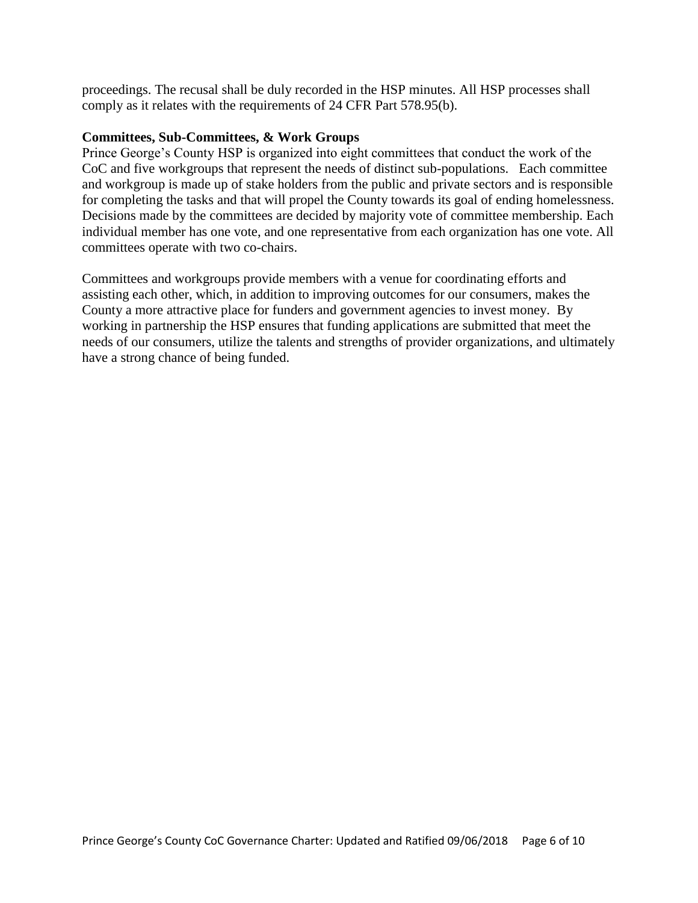proceedings. The recusal shall be duly recorded in the HSP minutes. All HSP processes shall comply as it relates with the requirements of 24 CFR Part 578.95(b).

**Committees, Sub-Committees, & Work Groups**

Prince George's County HSP is organized into eight committees that conduct the work of the CoC and five workgroups that represent the needs of distinct sub-populations. Each committee and workgroup is made up of stake holders from the public and private sectors and is responsible for completing the tasks and that will propel the County towards its goal of ending homelessness. Decisions made by the committees are decided by majority vote of committee membership. Each individual member has one vote, and one representative from each organization has one vote. All committees operate with two co-chairs.

Committees and workgroups provide members with a venue for coordinating efforts and assisting each other, which, in addition to improving outcomes for our consumers, makes the County a more attractive place for funders and government agencies to invest money. By working in partnership the HSP ensures that funding applications are submitted that meet the needs of our consumers, utilize the talents and strengths of provider organizations, and ultimately have a strong chance of being funded.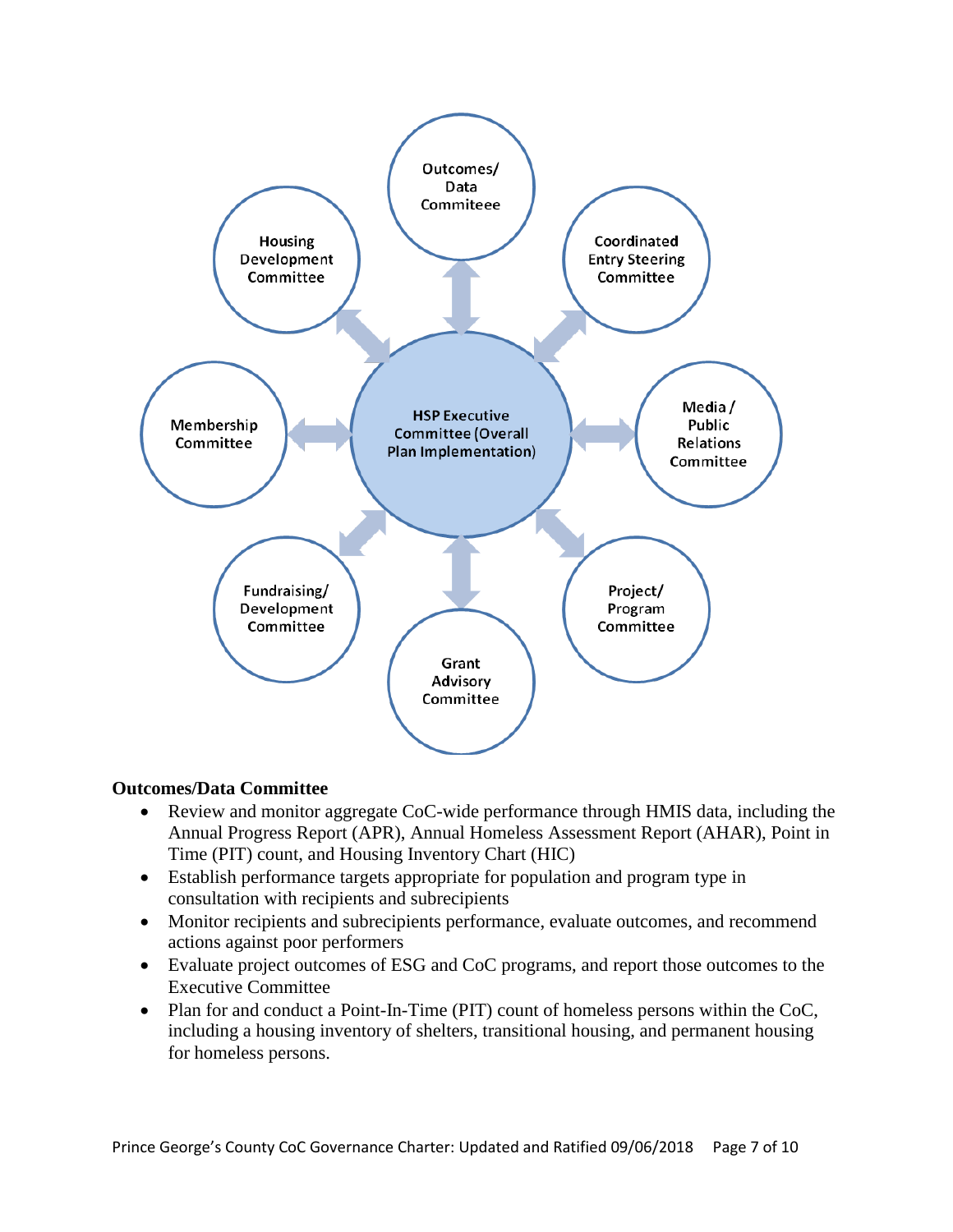HSP Executive Committee (Overall Plan Implementation)

- Outcomes/ Data Commiteee
- Coordinated Entry Steering Committee
- Media / Public Relations Committee
- Project/ Program Committee
- Grant Advisory Committee
- Fundraising/ Development Committee
- Membership Committee
- Housing Development Committee

**Outcomes/Data Committee**

- Review and monitor aggregate CoC-wide performance through HMIS data, including the Annual Progress Report (APR), Annual Homeless Assessment Report (AHAR), Point in Time (PIT) count, and Housing Inventory Chart (HIC)
- Establish performance targets appropriate for population and program type in consultation with recipients and subrecipients
- Monitor recipients and subrecipients performance, evaluate outcomes, and recommend actions against poor performers
- Evaluate project outcomes of ESG and CoC programs, and report those outcomes to the Executive Committee
- Plan for and conduct a Point-In-Time (PIT) count of homeless persons within the CoC, including a housing inventory of shelters, transitional housing, and permanent housing for homeless persons.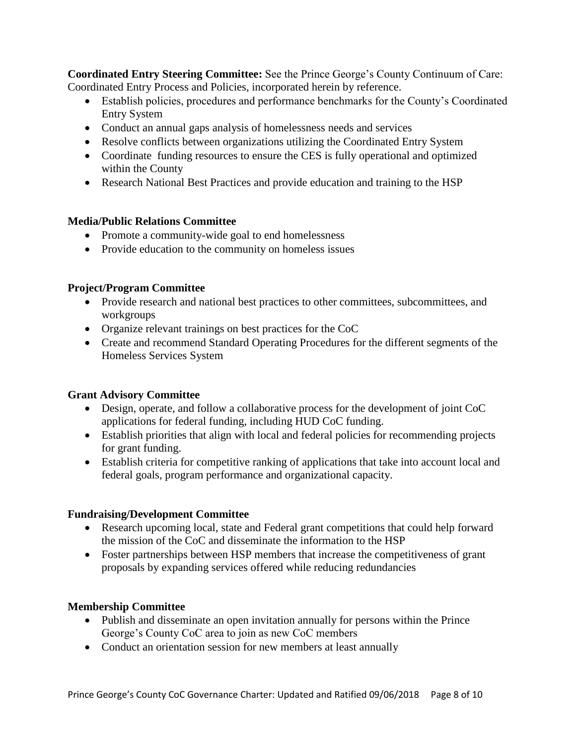**Coordinated Entry Steering Committee:** See the Prince George's County Continuum of Care: Coordinated Entry Process and Policies, incorporated herein by reference.

- Establish policies, procedures and performance benchmarks for the County's Coordinated Entry System
- Conduct an annual gaps analysis of homelessness needs and services
- Resolve conflicts between organizations utilizing the Coordinated Entry System
- Coordinate funding resources to ensure the CES is fully operational and optimized within the County
- Research National Best Practices and provide education and training to the HSP

**Media/Public Relations Committee**

- Promote a community-wide goal to end homelessness
- Provide education to the community on homeless issues

**Project/Program Committee**

- Provide research and national best practices to other committees, subcommittees, and workgroups
- Organize relevant trainings on best practices for the CoC
- Create and recommend Standard Operating Procedures for the different segments of the Homeless Services System

**Grant Advisory Committee**

- Design, operate, and follow a collaborative process for the development of joint CoC applications for federal funding, including HUD CoC funding.
- Establish priorities that align with local and federal policies for recommending projects for grant funding.
- Establish criteria for competitive ranking of applications that take into account local and federal goals, program performance and organizational capacity.

**Fundraising/Development Committee**

- Research upcoming local, state and Federal grant competitions that could help forward the mission of the CoC and disseminate the information to the HSP
- Foster partnerships between HSP members that increase the competitiveness of grant proposals by expanding services offered while reducing redundancies

**Membership Committee**

- Publish and disseminate an open invitation annually for persons within the Prince George's County CoC area to join as new CoC members
- Conduct an orientation session for new members at least annually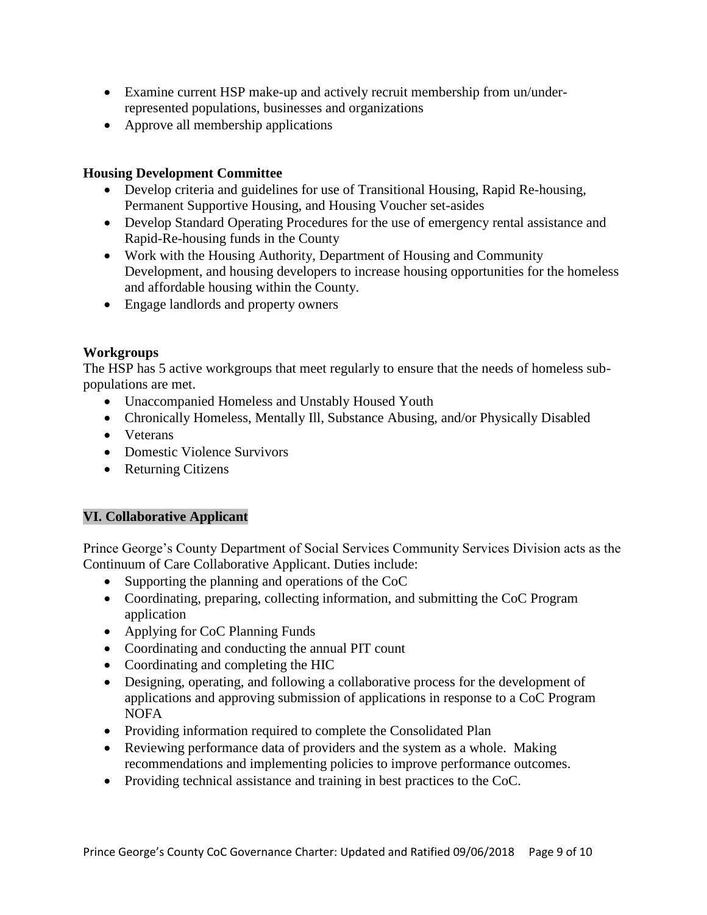- Examine current HSP make-up and actively recruit membership from un/under-represented populations, businesses and organizations
- Approve all membership applications

**Housing Development Committee**

- Develop criteria and guidelines for use of Transitional Housing, Rapid Re-housing, Permanent Supportive Housing, and Housing Voucher set-asides
- Develop Standard Operating Procedures for the use of emergency rental assistance and Rapid-Re-housing funds in the County
- Work with the Housing Authority, Department of Housing and Community Development, and housing developers to increase housing opportunities for the homeless and affordable housing within the County.
- Engage landlords and property owners

**Workgroups**

The HSP has 5 active workgroups that meet regularly to ensure that the needs of homeless sub-populations are met.

- Unaccompanied Homeless and Unstably Housed Youth
- Chronically Homeless, Mentally Ill, Substance Abusing, and/or Physically Disabled
- Veterans
- Domestic Violence Survivors
- Returning Citizens

## VI. Collaborative Applicant

Prince George's County Department of Social Services Community Services Division acts as the Continuum of Care Collaborative Applicant. Duties include:

- Supporting the planning and operations of the CoC
- Coordinating, preparing, collecting information, and submitting the CoC Program application
- Applying for CoC Planning Funds
- Coordinating and conducting the annual PIT count
- Coordinating and completing the HIC
- Designing, operating, and following a collaborative process for the development of applications and approving submission of applications in response to a CoC Program NOFA
- Providing information required to complete the Consolidated Plan
- Reviewing performance data of providers and the system as a whole. Making recommendations and implementing policies to improve performance outcomes.
- Providing technical assistance and training in best practices to the CoC.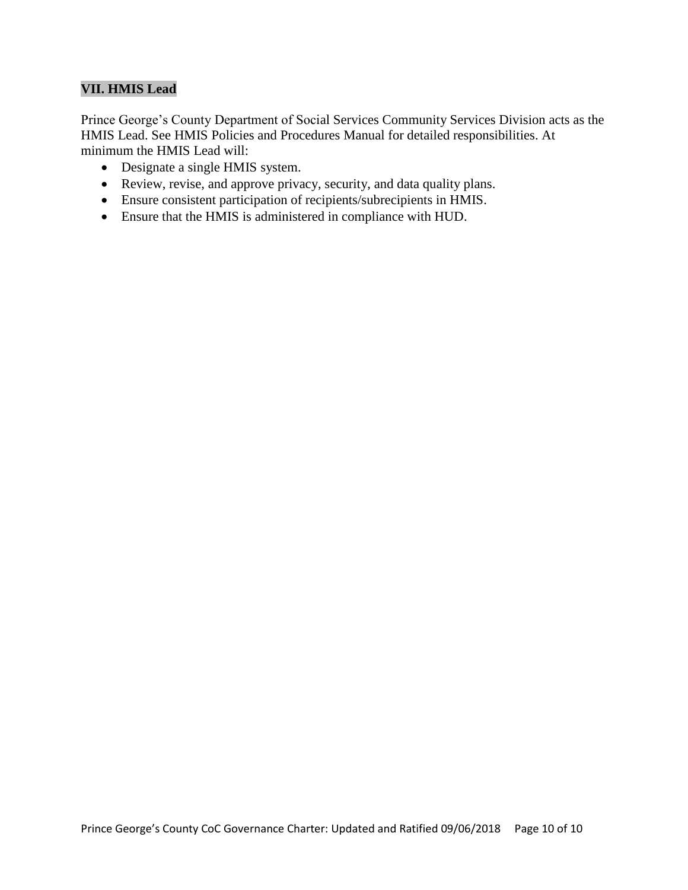## VII. HMIS Lead

Prince George's County Department of Social Services Community Services Division acts as the HMIS Lead. See HMIS Policies and Procedures Manual for detailed responsibilities. At minimum the HMIS Lead will:

- Designate a single HMIS system.
- Review, revise, and approve privacy, security, and data quality plans.
- Ensure consistent participation of recipients/subrecipients in HMIS.
- Ensure that the HMIS is administered in compliance with HUD.